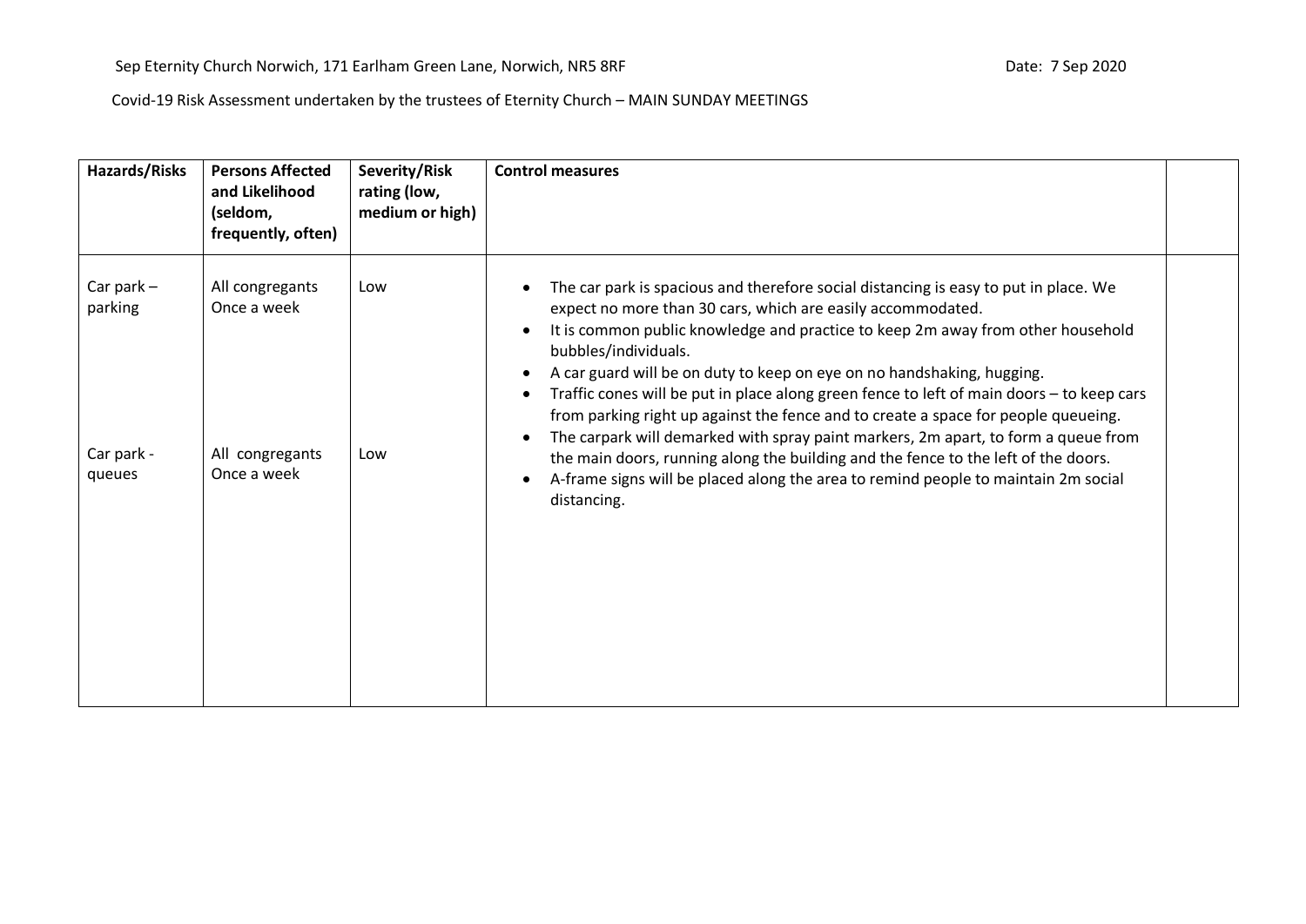Sep Eternity Church Norwich, 171 Earlham Green Lane, Norwich, NR5 8RF

Date: 7 Sep 2020

Covid-19 Risk Assessment undertaken by the trustees of Eternity Church – MAIN SUNDAY MEETINGS

| Hazards/Risks | Persons Affected and Likelihood (seldom, frequently, often) | Severity/Risk rating (low, medium or high) | Control measures | |
|---|---|---|---|---|
| Car park – parking<br><br>Car park - queues | All congregants Once a week<br><br>All congregants Once a week | Low<br><br>Low | • The car park is spacious and therefore social distancing is easy to put in place. We expect no more than 30 cars, which are easily accommodated.<br>• It is common public knowledge and practice to keep 2m away from other household bubbles/individuals.<br>• A car guard will be on duty to keep on eye on no handshaking, hugging.<br>• Traffic cones will be put in place along green fence to left of main doors – to keep cars from parking right up against the fence and to create a space for people queueing.<br>• The carpark will demarked with spray paint markers, 2m apart, to form a queue from the main doors, running along the building and the fence to the left of the doors.<br>• A-frame signs will be placed along the area to remind people to maintain 2m social distancing. | |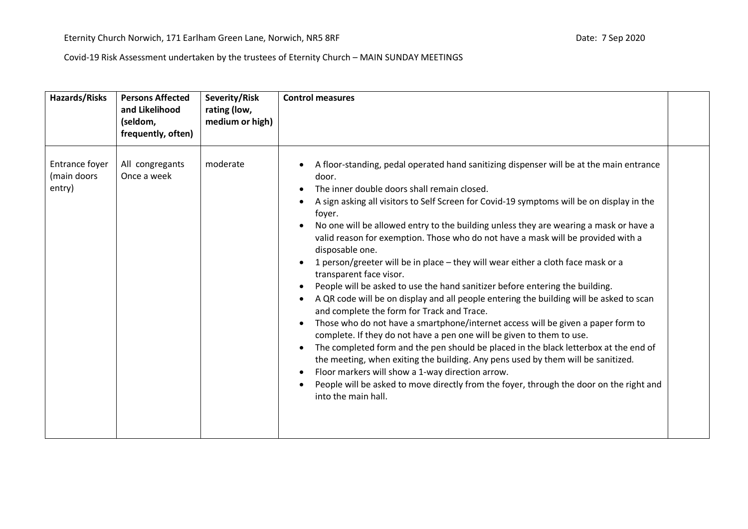Eternity Church Norwich, 171 Earlham Green Lane, Norwich, NR5 8RF Date: 7 Sep 2020

Covid-19 Risk Assessment undertaken by the trustees of Eternity Church – MAIN SUNDAY MEETINGS

| Hazards/Risks | Persons Affected and Likelihood (seldom, frequently, often) | Severity/Risk rating (low, medium or high) | Control measures | |
|---|---|---|---|---|
| Entrance foyer (main doors entry) | All congregants Once a week | moderate | • A floor-standing, pedal operated hand sanitizing dispenser will be at the main entrance door.<br>• The inner double doors shall remain closed.<br>• A sign asking all visitors to Self Screen for Covid-19 symptoms will be on display in the foyer.<br>• No one will be allowed entry to the building unless they are wearing a mask or have a valid reason for exemption. Those who do not have a mask will be provided with a disposable one.<br>• 1 person/greeter will be in place – they will wear either a cloth face mask or a transparent face visor.<br>• People will be asked to use the hand sanitizer before entering the building.<br>• A QR code will be on display and all people entering the building will be asked to scan and complete the form for Track and Trace.<br>• Those who do not have a smartphone/internet access will be given a paper form to complete. If they do not have a pen one will be given to them to use.<br>• The completed form and the pen should be placed in the black letterbox at the end of the meeting, when exiting the building. Any pens used by them will be sanitized.<br>• Floor markers will show a 1-way direction arrow.<br>• People will be asked to move directly from the foyer, through the door on the right and into the main hall. | |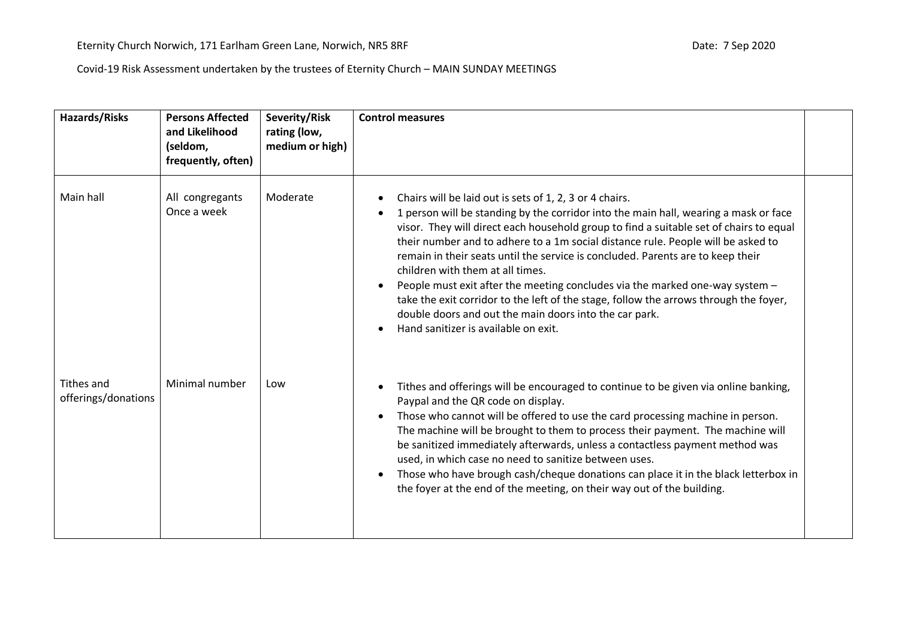Eternity Church Norwich, 171 Earlham Green Lane, Norwich, NR5 8RF Date: 7 Sep 2020

Covid-19 Risk Assessment undertaken by the trustees of Eternity Church – MAIN SUNDAY MEETINGS

| Hazards/Risks | Persons Affected and Likelihood (seldom, frequently, often) | Severity/Risk rating (low, medium or high) | Control measures | |
|---|---|---|---|---|
| Main hall | All congregants Once a week | Moderate | • Chairs will be laid out is sets of 1, 2, 3 or 4 chairs.<br>• 1 person will be standing by the corridor into the main hall, wearing a mask or face visor. They will direct each household group to find a suitable set of chairs to equal their number and to adhere to a 1m social distance rule. People will be asked to remain in their seats until the service is concluded. Parents are to keep their children with them at all times.<br>• People must exit after the meeting concludes via the marked one-way system – take the exit corridor to the left of the stage, follow the arrows through the foyer, double doors and out the main doors into the car park.<br>• Hand sanitizer is available on exit. | |
| Tithes and offerings/donations | Minimal number | Low | • Tithes and offerings will be encouraged to continue to be given via online banking, Paypal and the QR code on display.<br>• Those who cannot will be offered to use the card processing machine in person. The machine will be brought to them to process their payment. The machine will be sanitized immediately afterwards, unless a contactless payment method was used, in which case no need to sanitize between uses.<br>• Those who have brough cash/cheque donations can place it in the black letterbox in the foyer at the end of the meeting, on their way out of the building. | |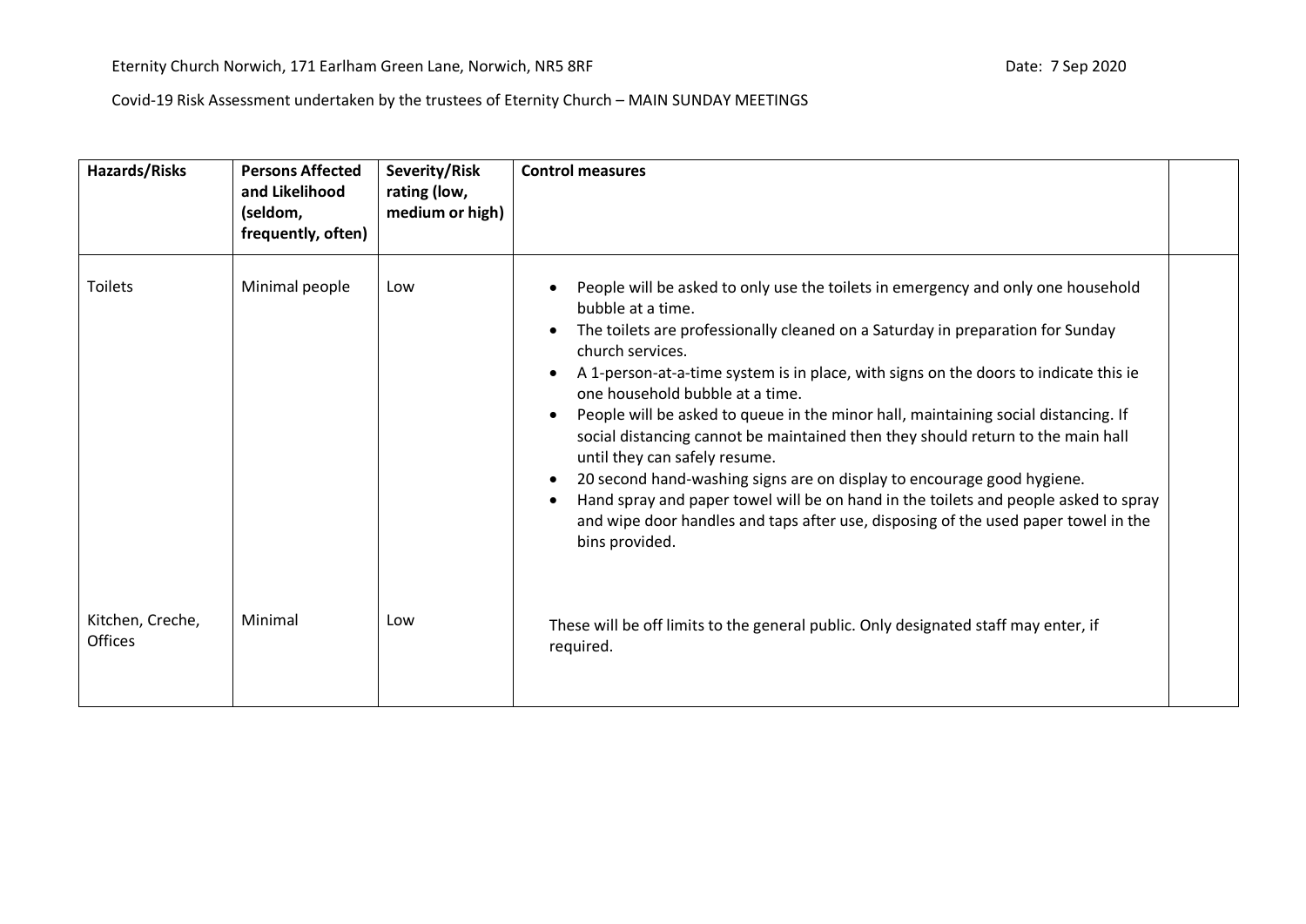Eternity Church Norwich, 171 Earlham Green Lane, Norwich, NR5 8RF Date: 7 Sep 2020

Covid-19 Risk Assessment undertaken by the trustees of Eternity Church – MAIN SUNDAY MEETINGS

| **Hazards/Risks** | **Persons Affected and Likelihood (seldom, frequently, often)** | **Severity/Risk rating (low, medium or high)** | **Control measures** | |
|---|---|---|---|---|
| Toilets | Minimal people | Low | • People will be asked to only use the toilets in emergency and only one household bubble at a time.<br>• The toilets are professionally cleaned on a Saturday in preparation for Sunday church services.<br>• A 1-person-at-a-time system is in place, with signs on the doors to indicate this ie one household bubble at a time.<br>• People will be asked to queue in the minor hall, maintaining social distancing. If social distancing cannot be maintained then they should return to the main hall until they can safely resume.<br>• 20 second hand-washing signs are on display to encourage good hygiene.<br>• Hand spray and paper towel will be on hand in the toilets and people asked to spray and wipe door handles and taps after use, disposing of the used paper towel in the bins provided. | |
| Kitchen, Creche, Offices | Minimal | Low | These will be off limits to the general public. Only designated staff may enter, if required. | |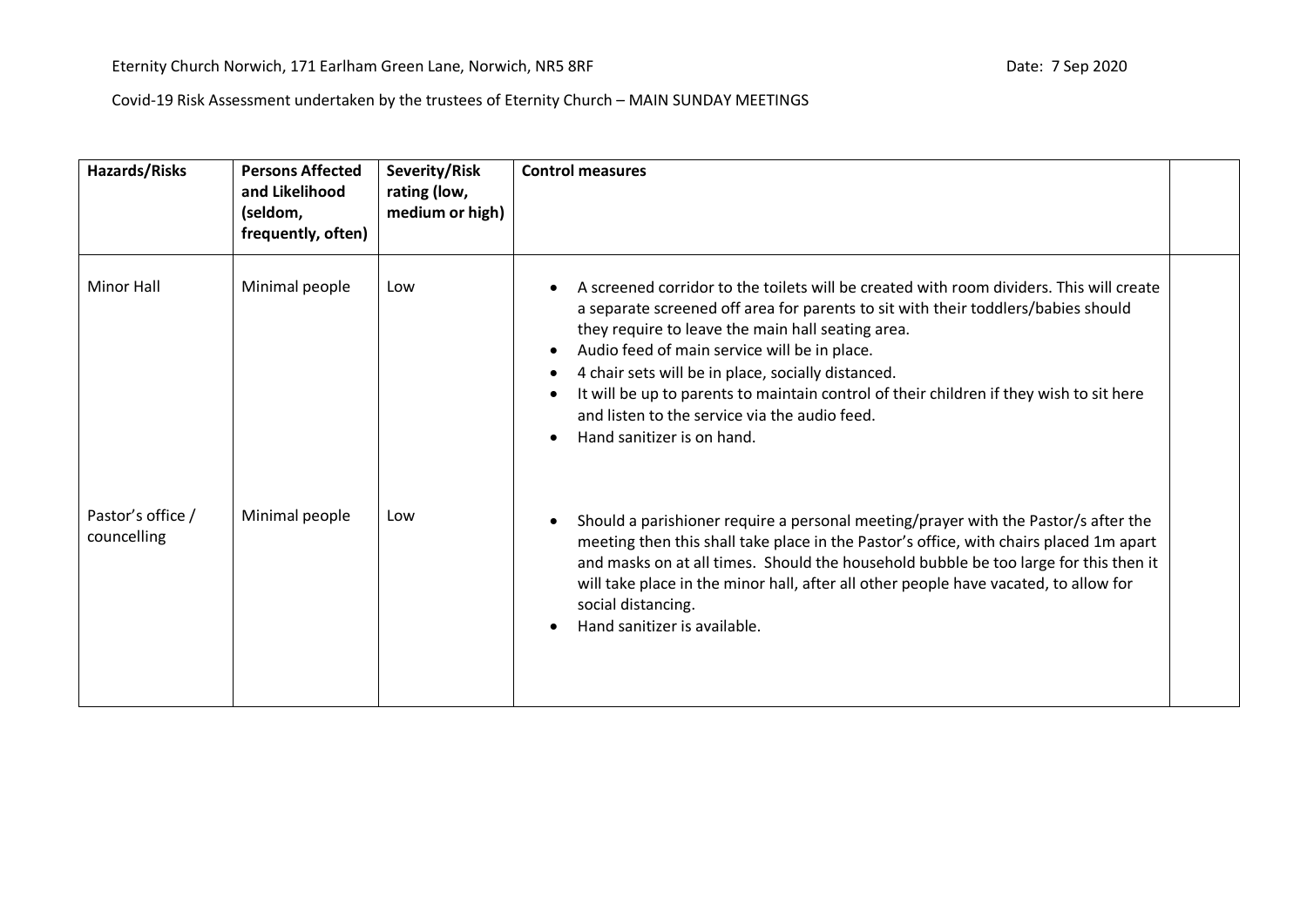Eternity Church Norwich, 171 Earlham Green Lane, Norwich, NR5 8RF Date: 7 Sep 2020

Covid-19 Risk Assessment undertaken by the trustees of Eternity Church – MAIN SUNDAY MEETINGS

| **Hazards/Risks** | **Persons Affected and Likelihood (seldom, frequently, often)** | **Severity/Risk rating (low, medium or high)** | **Control measures** | |
|---|---|---|---|---|
| Minor Hall | Minimal people | Low | • A screened corridor to the toilets will be created with room dividers. This will create a separate screened off area for parents to sit with their toddlers/babies should they require to leave the main hall seating area.<br>• Audio feed of main service will be in place.<br>• 4 chair sets will be in place, socially distanced.<br>• It will be up to parents to maintain control of their children if they wish to sit here and listen to the service via the audio feed.<br>• Hand sanitizer is on hand. | |
| Pastor's office / councelling | Minimal people | Low | • Should a parishioner require a personal meeting/prayer with the Pastor/s after the meeting then this shall take place in the Pastor's office, with chairs placed 1m apart and masks on at all times. Should the household bubble be too large for this then it will take place in the minor hall, after all other people have vacated, to allow for social distancing.<br>• Hand sanitizer is available. | |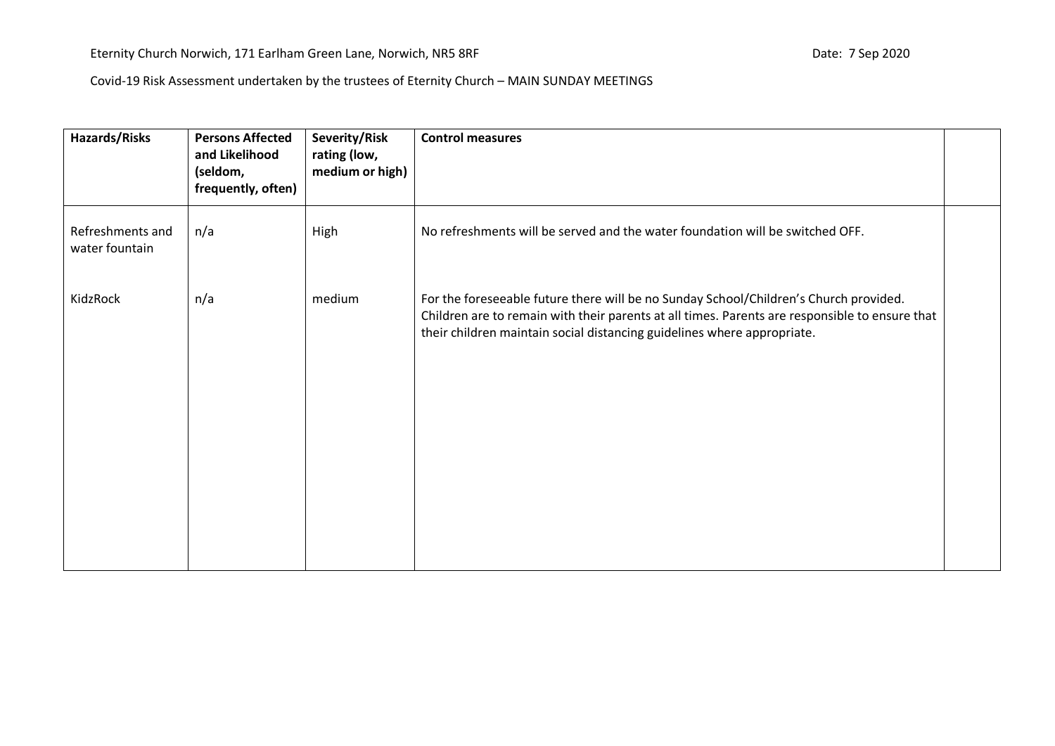Eternity Church Norwich, 171 Earlham Green Lane, Norwich, NR5 8RF Date: 7 Sep 2020

Covid-19 Risk Assessment undertaken by the trustees of Eternity Church – MAIN SUNDAY MEETINGS

| Hazards/Risks | Persons Affected and Likelihood (seldom, frequently, often) | Severity/Risk rating (low, medium or high) | Control measures | |
|---|---|---|---|---|
| Refreshments and water fountain | n/a | High | No refreshments will be served and the water foundation will be switched OFF. | |
| KidzRock | n/a | medium | For the foreseeable future there will be no Sunday School/Children's Church provided. Children are to remain with their parents at all times. Parents are responsible to ensure that their children maintain social distancing guidelines where appropriate. | |